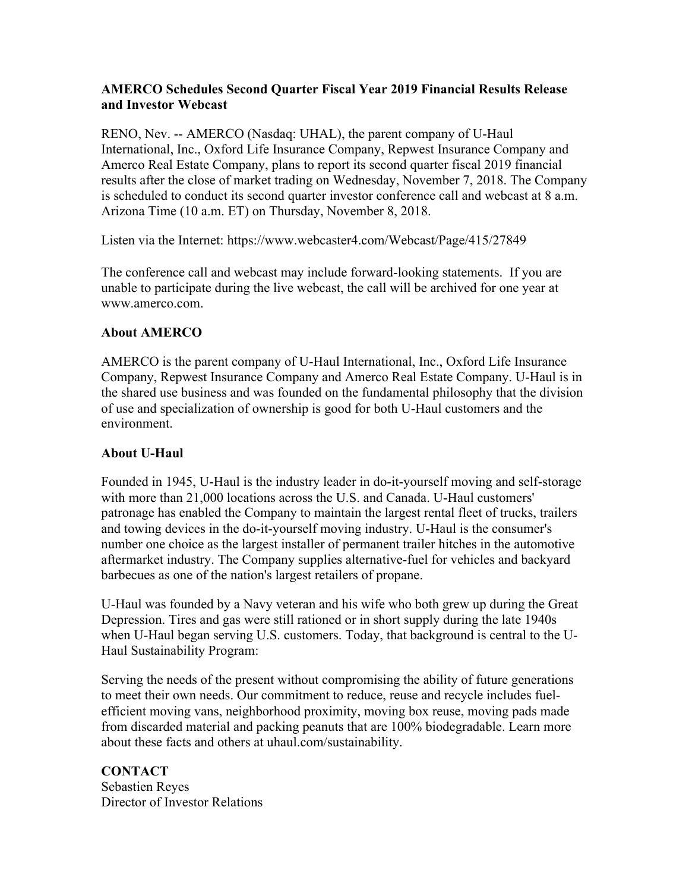**AMERCO Schedules Second Quarter Fiscal Year 2019 Financial Results Release and Investor Webcast**

RENO, Nev. -- AMERCO (Nasdaq: UHAL), the parent company of U-Haul International, Inc., Oxford Life Insurance Company, Repwest Insurance Company and Amerco Real Estate Company, plans to report its second quarter fiscal 2019 financial results after the close of market trading on Wednesday, November 7, 2018. The Company is scheduled to conduct its second quarter investor conference call and webcast at 8 a.m. Arizona Time (10 a.m. ET) on Thursday, November 8, 2018.

Listen via the Internet: https://www.webcaster4.com/Webcast/Page/415/27849

The conference call and webcast may include forward-looking statements. If you are unable to participate during the live webcast, the call will be archived for one year at www.amerco.com.

**About AMERCO**

AMERCO is the parent company of U-Haul International, Inc., Oxford Life Insurance Company, Repwest Insurance Company and Amerco Real Estate Company. U-Haul is in the shared use business and was founded on the fundamental philosophy that the division of use and specialization of ownership is good for both U-Haul customers and the environment.

**About U-Haul**

Founded in 1945, U-Haul is the industry leader in do-it-yourself moving and self-storage with more than 21,000 locations across the U.S. and Canada. U-Haul customers' patronage has enabled the Company to maintain the largest rental fleet of trucks, trailers and towing devices in the do-it-yourself moving industry. U-Haul is the consumer's number one choice as the largest installer of permanent trailer hitches in the automotive aftermarket industry. The Company supplies alternative-fuel for vehicles and backyard barbecues as one of the nation's largest retailers of propane.

U-Haul was founded by a Navy veteran and his wife who both grew up during the Great Depression. Tires and gas were still rationed or in short supply during the late 1940s when U-Haul began serving U.S. customers. Today, that background is central to the U-Haul Sustainability Program:

Serving the needs of the present without compromising the ability of future generations to meet their own needs. Our commitment to reduce, reuse and recycle includes fuel-efficient moving vans, neighborhood proximity, moving box reuse, moving pads made from discarded material and packing peanuts that are 100% biodegradable. Learn more about these facts and others at uhaul.com/sustainability.

**CONTACT**
Sebastien Reyes
Director of Investor Relations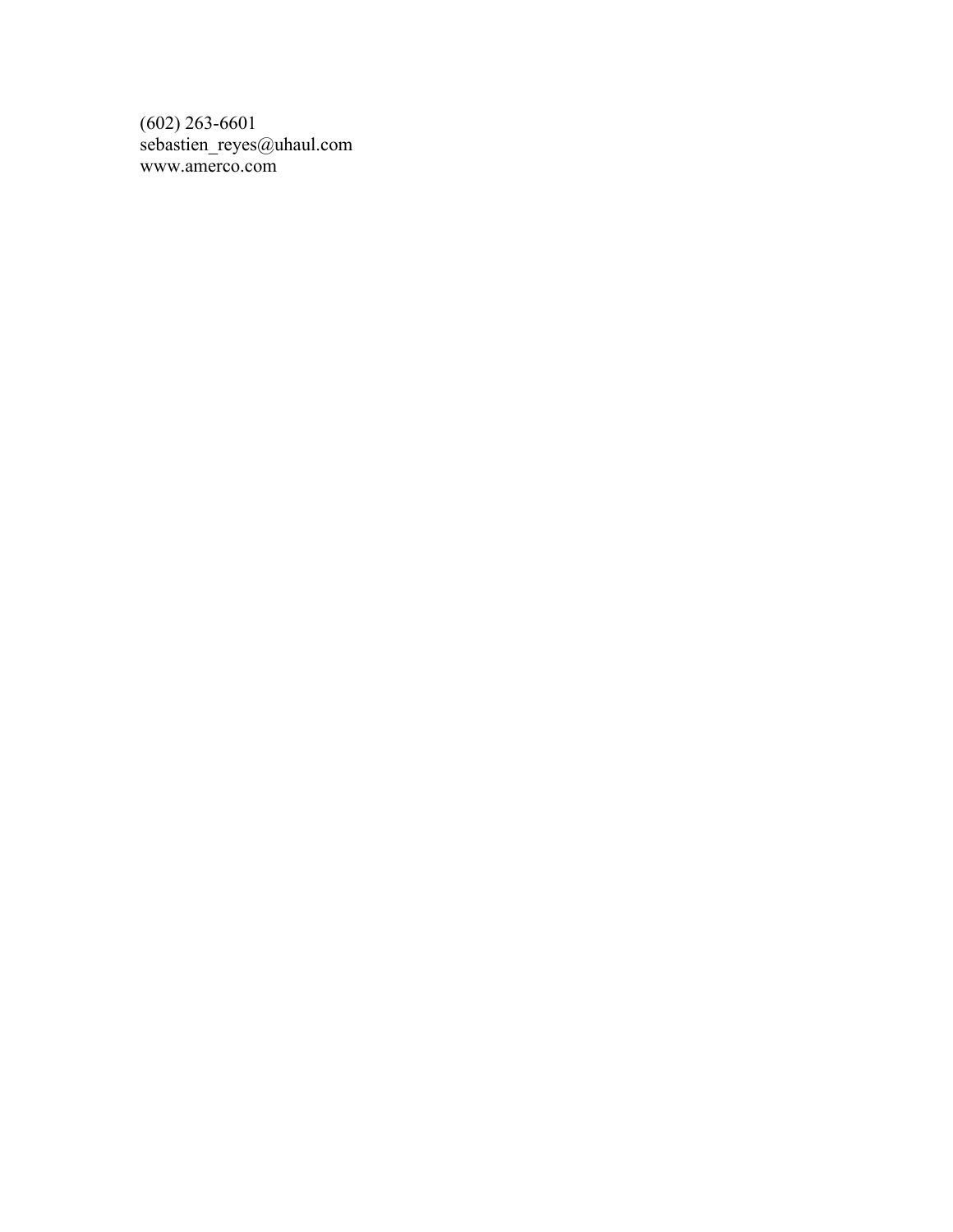(602) 263-6601
sebastien_reyes@uhaul.com
www.amerco.com